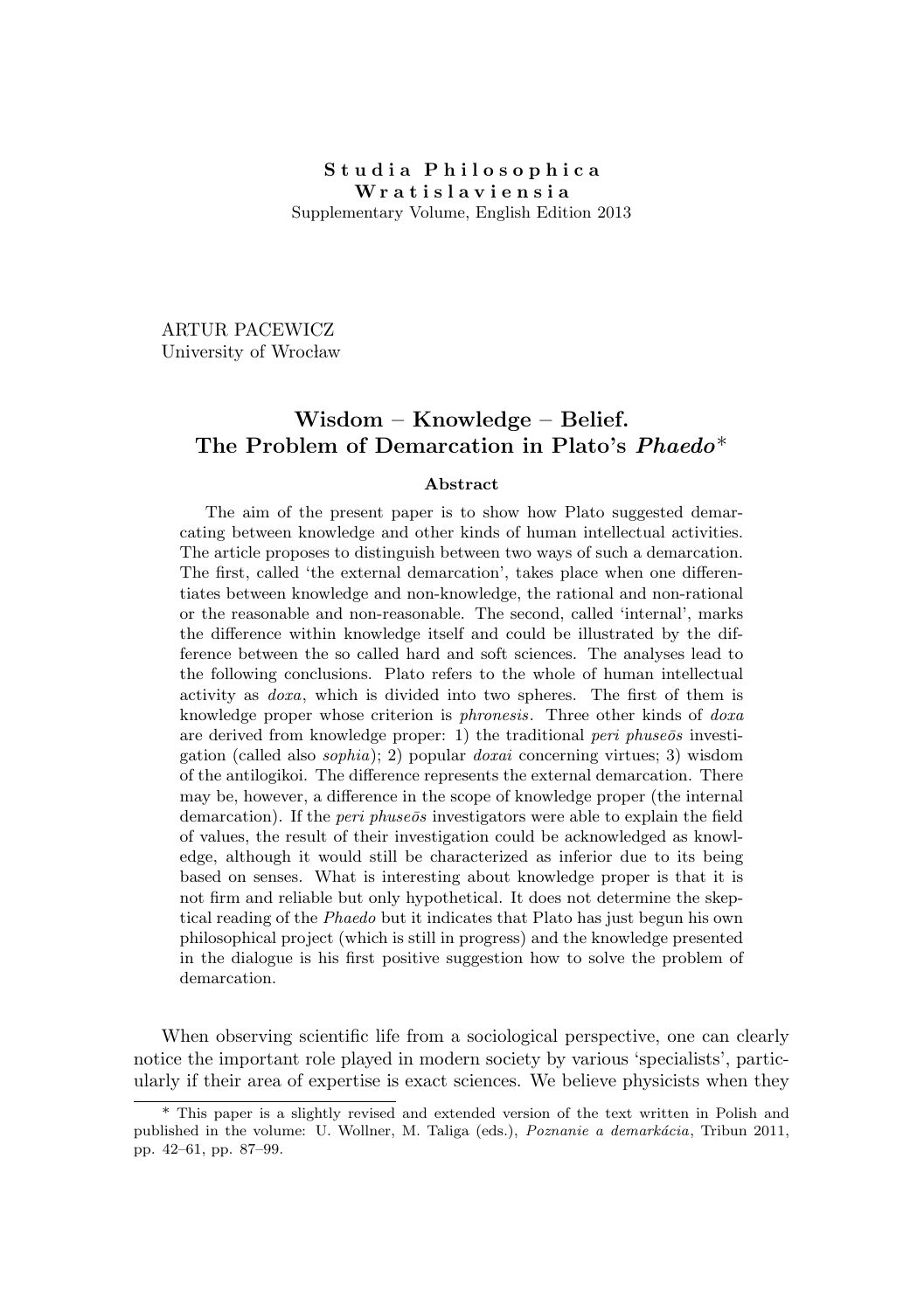**Studia Philosophica Wratislaviensia**
Supplementary Volume, English Edition 2013

ARTUR PACEWICZ
University of Wrocław

# Wisdom – Knowledge – Belief. The Problem of Demarcation in Plato's *Phaedo*\*

### Abstract

The aim of the present paper is to show how Plato suggested demarcating between knowledge and other kinds of human intellectual activities. The article proposes to distinguish between two ways of such a demarcation. The first, called 'the external demarcation', takes place when one differentiates between knowledge and non-knowledge, the rational and non-rational or the reasonable and non-reasonable. The second, called 'internal', marks the difference within knowledge itself and could be illustrated by the difference between the so called hard and soft sciences. The analyses lead to the following conclusions. Plato refers to the whole of human intellectual activity as *doxa*, which is divided into two spheres. The first of them is knowledge proper whose criterion is *phronesis*. Three other kinds of *doxa* are derived from knowledge proper: 1) the traditional *peri phuseōs* investigation (called also *sophia*); 2) popular *doxai* concerning virtues; 3) wisdom of the antilogikoi. The difference represents the external demarcation. There may be, however, a difference in the scope of knowledge proper (the internal demarcation). If the *peri phuseōs* investigators were able to explain the field of values, the result of their investigation could be acknowledged as knowledge, although it would still be characterized as inferior due to its being based on senses. What is interesting about knowledge proper is that it is not firm and reliable but only hypothetical. It does not determine the skeptical reading of the *Phaedo* but it indicates that Plato has just begun his own philosophical project (which is still in progress) and the knowledge presented in the dialogue is his first positive suggestion how to solve the problem of demarcation.

When observing scientific life from a sociological perspective, one can clearly notice the important role played in modern society by various 'specialists', particularly if their area of expertise is exact sciences. We believe physicists when they

\* This paper is a slightly revised and extended version of the text written in Polish and published in the volume: U. Wollner, M. Taliga (eds.), *Poznanie a demarkácia*, Tribun 2011, pp. 42–61, pp. 87–99.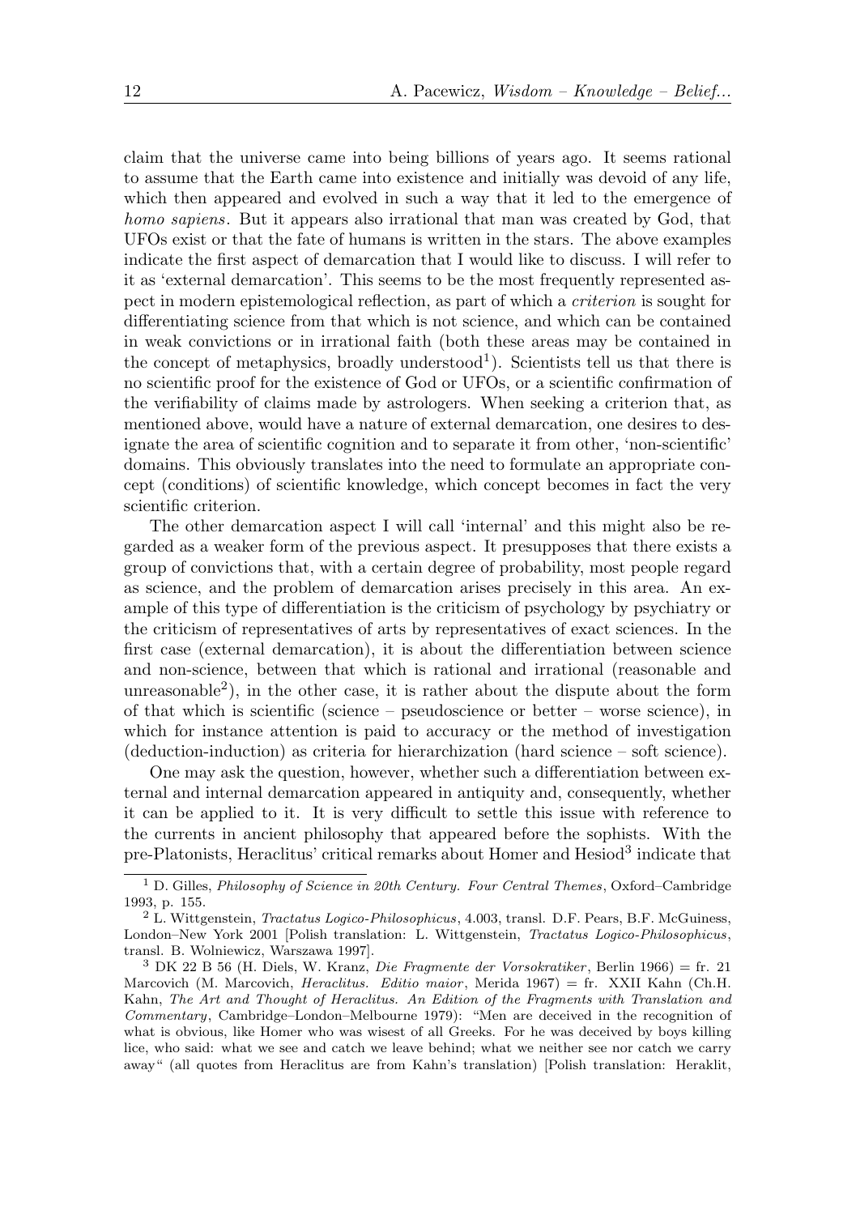claim that the universe came into being billions of years ago. It seems rational to assume that the Earth came into existence and initially was devoid of any life, which then appeared and evolved in such a way that it led to the emergence of *homo sapiens*. But it appears also irrational that man was created by God, that UFOs exist or that the fate of humans is written in the stars. The above examples indicate the first aspect of demarcation that I would like to discuss. I will refer to it as 'external demarcation'. This seems to be the most frequently represented aspect in modern epistemological reflection, as part of which a *criterion* is sought for differentiating science from that which is not science, and which can be contained in weak convictions or in irrational faith (both these areas may be contained in the concept of metaphysics, broadly understood[1]). Scientists tell us that there is no scientific proof for the existence of God or UFOs, or a scientific confirmation of the verifiability of claims made by astrologers. When seeking a criterion that, as mentioned above, would have a nature of external demarcation, one desires to designate the area of scientific cognition and to separate it from other, 'non-scientific' domains. This obviously translates into the need to formulate an appropriate concept (conditions) of scientific knowledge, which concept becomes in fact the very scientific criterion.

The other demarcation aspect I will call 'internal' and this might also be regarded as a weaker form of the previous aspect. It presupposes that there exists a group of convictions that, with a certain degree of probability, most people regard as science, and the problem of demarcation arises precisely in this area. An example of this type of differentiation is the criticism of psychology by psychiatry or the criticism of representatives of arts by representatives of exact sciences. In the first case (external demarcation), it is about the differentiation between science and non-science, between that which is rational and irrational (reasonable and unreasonable[2]), in the other case, it is rather about the dispute about the form of that which is scientific (science – pseudoscience or better – worse science), in which for instance attention is paid to accuracy or the method of investigation (deduction-induction) as criteria for hierarchization (hard science – soft science).

One may ask the question, however, whether such a differentiation between external and internal demarcation appeared in antiquity and, consequently, whether it can be applied to it. It is very difficult to settle this issue with reference to the currents in ancient philosophy that appeared before the sophists. With the pre-Platonists, Heraclitus' critical remarks about Homer and Hesiod[3] indicate that

---

[1] D. Gilles, *Philosophy of Science in 20th Century. Four Central Themes*, Oxford–Cambridge 1993, p. 155.

[2] L. Wittgenstein, *Tractatus Logico-Philosophicus*, 4.003, transl. D.F. Pears, B.F. McGuiness, London–New York 2001 [Polish translation: L. Wittgenstein, *Tractatus Logico-Philosophicus*, transl. B. Wolniewicz, Warszawa 1997].

[3] DK 22 B 56 (H. Diels, W. Kranz, *Die Fragmente der Vorsokratiker*, Berlin 1966) = fr. 21 Marcovich (M. Marcovich, *Heraclitus. Editio maior*, Merida 1967) = fr. XXII Kahn (Ch.H. Kahn, *The Art and Thought of Heraclitus. An Edition of the Fragments with Translation and Commentary*, Cambridge–London–Melbourne 1979): "Men are deceived in the recognition of what is obvious, like Homer who was wisest of all Greeks. For he was deceived by boys killing lice, who said: what we see and catch we leave behind; what we neither see nor catch we carry away" (all quotes from Heraclitus are from Kahn's translation) [Polish translation: Heraklit,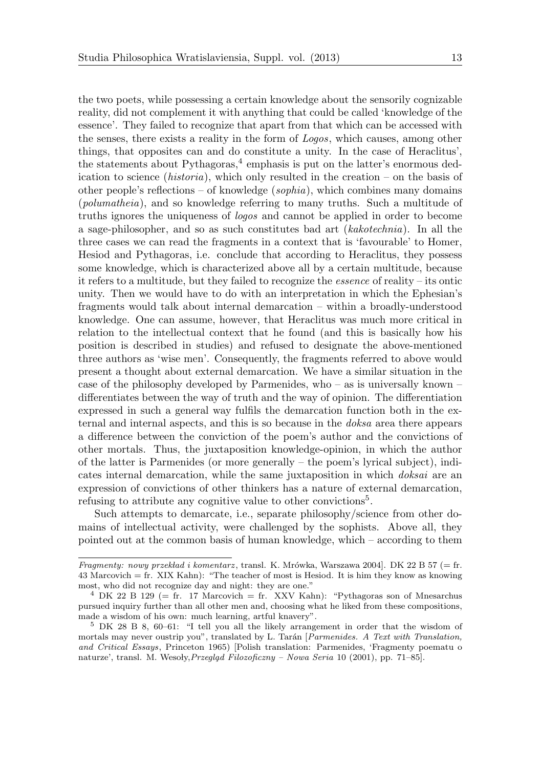the two poets, while possessing a certain knowledge about the sensorily cognizable reality, did not complement it with anything that could be called 'knowledge of the essence'. They failed to recognize that apart from that which can be accessed with the senses, there exists a reality in the form of *Logos*, which causes, among other things, that opposites can and do constitute a unity. In the case of Heraclitus', the statements about Pythagoras,[4] emphasis is put on the latter's enormous dedication to science (*historia*), which only resulted in the creation – on the basis of other people's reflections – of knowledge (*sophia*), which combines many domains (*polumatheia*), and so knowledge referring to many truths. Such a multitude of truths ignores the uniqueness of *logos* and cannot be applied in order to become a sage-philosopher, and so as such constitutes bad art (*kakotechnia*). In all the three cases we can read the fragments in a context that is 'favourable' to Homer, Hesiod and Pythagoras, i.e. conclude that according to Heraclitus, they possess some knowledge, which is characterized above all by a certain multitude, because it refers to a multitude, but they failed to recognize the *essence* of reality – its ontic unity. Then we would have to do with an interpretation in which the Ephesian's fragments would talk about internal demarcation – within a broadly-understood knowledge. One can assume, however, that Heraclitus was much more critical in relation to the intellectual context that he found (and this is basically how his position is described in studies) and refused to designate the above-mentioned three authors as 'wise men'. Consequently, the fragments referred to above would present a thought about external demarcation. We have a similar situation in the case of the philosophy developed by Parmenides, who – as is universally known – differentiates between the way of truth and the way of opinion. The differentiation expressed in such a general way fulfils the demarcation function both in the external and internal aspects, and this is so because in the *doksa* area there appears a difference between the conviction of the poem's author and the convictions of other mortals. Thus, the juxtaposition knowledge-opinion, in which the author of the latter is Parmenides (or more generally – the poem's lyrical subject), indicates internal demarcation, while the same juxtaposition in which *doksai* are an expression of convictions of other thinkers has a nature of external demarcation, refusing to attribute any cognitive value to other convictions[5].

Such attempts to demarcate, i.e., separate philosophy/science from other domains of intellectual activity, were challenged by the sophists. Above all, they pointed out at the common basis of human knowledge, which – according to them

---

*Fragmenty: nowy przekład i komentarz*, transl. K. Mrówka, Warszawa 2004]. DK 22 B 57 (= fr. 43 Marcovich = fr. XIX Kahn): "The teacher of most is Hesiod. It is him they know as knowing most, who did not recognize day and night: they are one."

[4] DK 22 B 129 (= fr. 17 Marcovich = fr. XXV Kahn): "Pythagoras son of Mnesarchus pursued inquiry further than all other men and, choosing what he liked from these compositions, made a wisdom of his own: much learning, artful knavery".

[5] DK 28 B 8, 60–61: "I tell you all the likely arrangement in order that the wisdom of mortals may never oustrip you", translated by L. Tarán [*Parmenides. A Text with Translation, and Critical Essays*, Princeton 1965) [Polish translation: Parmenides, 'Fragmenty poematu o naturze', transl. M. Wesoły,*Przegląd Filozoficzny – Nowa Seria* 10 (2001), pp. 71–85].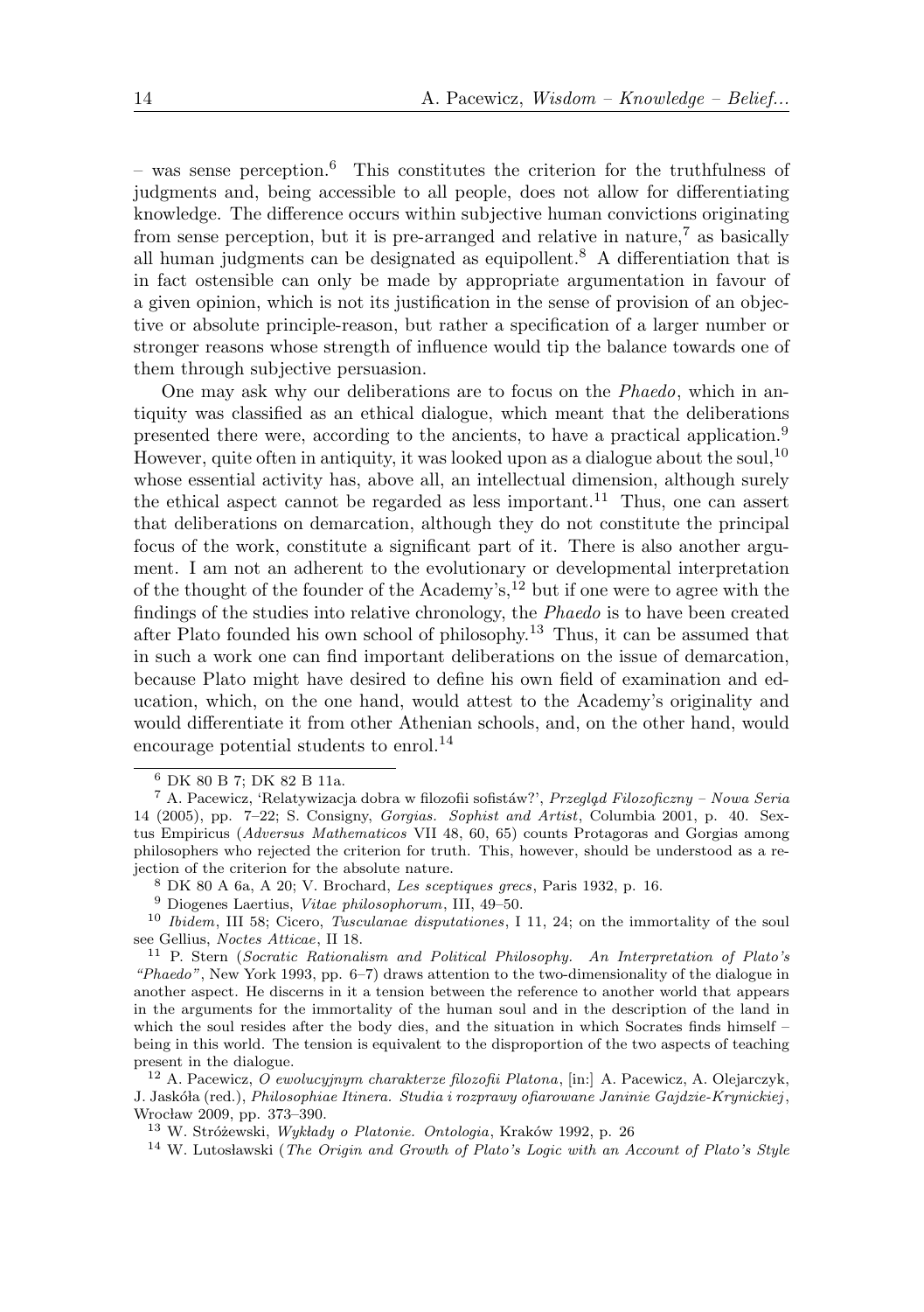– was sense perception.[6] This constitutes the criterion for the truthfulness of judgments and, being accessible to all people, does not allow for differentiating knowledge. The difference occurs within subjective human convictions originating from sense perception, but it is pre-arranged and relative in nature,[7] as basically all human judgments can be designated as equipollent.[8] A differentiation that is in fact ostensible can only be made by appropriate argumentation in favour of a given opinion, which is not its justification in the sense of provision of an objective or absolute principle-reason, but rather a specification of a larger number or stronger reasons whose strength of influence would tip the balance towards one of them through subjective persuasion.

One may ask why our deliberations are to focus on the *Phaedo*, which in antiquity was classified as an ethical dialogue, which meant that the deliberations presented there were, according to the ancients, to have a practical application.[9] However, quite often in antiquity, it was looked upon as a dialogue about the soul,[10] whose essential activity has, above all, an intellectual dimension, although surely the ethical aspect cannot be regarded as less important.[11] Thus, one can assert that deliberations on demarcation, although they do not constitute the principal focus of the work, constitute a significant part of it. There is also another argument. I am not an adherent to the evolutionary or developmental interpretation of the thought of the founder of the Academy's,[12] but if one were to agree with the findings of the studies into relative chronology, the *Phaedo* is to have been created after Plato founded his own school of philosophy.[13] Thus, it can be assumed that in such a work one can find important deliberations on the issue of demarcation, because Plato might have desired to define his own field of examination and education, which, on the one hand, would attest to the Academy's originality and would differentiate it from other Athenian schools, and, on the other hand, would encourage potential students to enrol.[14]

---

[6] DK 80 B 7; DK 82 B 11a.

[7] A. Pacewicz, 'Relatywizacja dobra w filozofii sofistáw?', *Przegląd Filozoficzny – Nowa Seria* 14 (2005), pp. 7–22; S. Consigny, *Gorgias. Sophist and Artist*, Columbia 2001, p. 40. Sextus Empiricus (*Adversus Mathematicos* VII 48, 60, 65) counts Protagoras and Gorgias among philosophers who rejected the criterion for truth. This, however, should be understood as a rejection of the criterion for the absolute nature.

[8] DK 80 A 6a, A 20; V. Brochard, *Les sceptiques grecs*, Paris 1932, p. 16.

[9] Diogenes Laertius, *Vitae philosophorum*, III, 49–50.

[10] *Ibidem*, III 58; Cicero, *Tusculanae disputationes*, I 11, 24; on the immortality of the soul see Gellius, *Noctes Atticae*, II 18.

[11] P. Stern (*Socratic Rationalism and Political Philosophy. An Interpretation of Plato's "Phaedo"*, New York 1993, pp. 6–7) draws attention to the two-dimensionality of the dialogue in another aspect. He discerns in it a tension between the reference to another world that appears in the arguments for the immortality of the human soul and in the description of the land in which the soul resides after the body dies, and the situation in which Socrates finds himself – being in this world. The tension is equivalent to the disproportion of the two aspects of teaching present in the dialogue.

[12] A. Pacewicz, *O ewolucyjnym charakterze filozofii Platona*, [in:] A. Pacewicz, A. Olejarczyk, J. Jaskóła (red.), *Philosophiae Itinera. Studia i rozprawy ofiarowane Janinie Gajdzie-Krynickiej*, Wrocław 2009, pp. 373–390.

[13] W. Stróżewski, *Wykłady o Platonie. Ontologia*, Kraków 1992, p. 26

[14] W. Lutosławski (*The Origin and Growth of Plato's Logic with an Account of Plato's Style*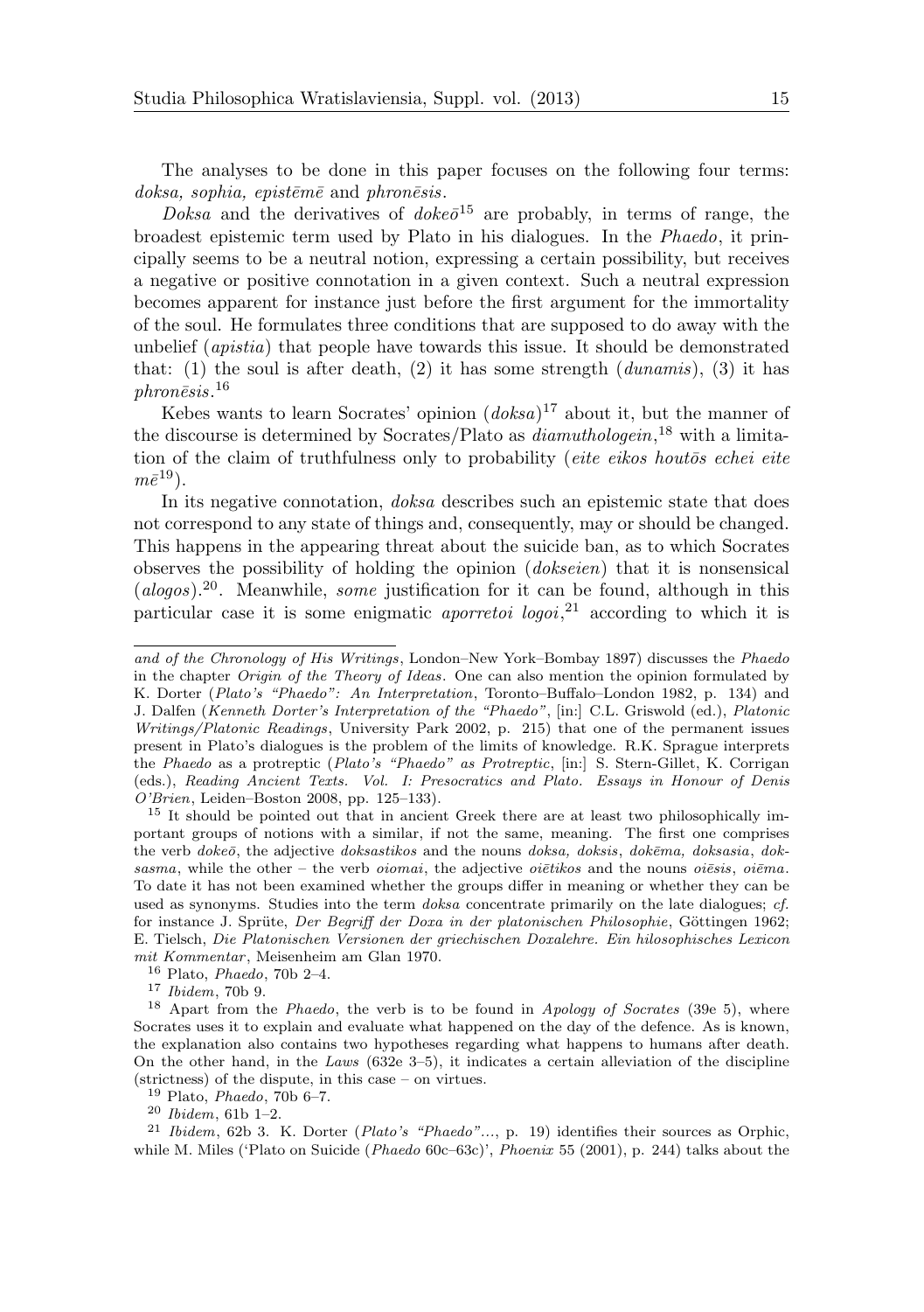The analyses to be done in this paper focuses on the following four terms: *doksa, sophia, epistēmē* and *phronēsis*.

*Doksa* and the derivatives of *dokeō*[15] are probably, in terms of range, the broadest epistemic term used by Plato in his dialogues. In the *Phaedo*, it principally seems to be a neutral notion, expressing a certain possibility, but receives a negative or positive connotation in a given context. Such a neutral expression becomes apparent for instance just before the first argument for the immortality of the soul. He formulates three conditions that are supposed to do away with the unbelief (*apistia*) that people have towards this issue. It should be demonstrated that: (1) the soul is after death, (2) it has some strength (*dunamis*), (3) it has *phronēsis*.[16]

Kebes wants to learn Socrates' opinion (*doksa*)[17] about it, but the manner of the discourse is determined by Socrates/Plato as *diamuthologein*,[18] with a limitation of the claim of truthfulness only to probability (*eite eikos houtōs echei eite mē*[19]).

In its negative connotation, *doksa* describes such an epistemic state that does not correspond to any state of things and, consequently, may or should be changed. This happens in the appearing threat about the suicide ban, as to which Socrates observes the possibility of holding the opinion (*dokseien*) that it is nonsensical (*alogos*).[20]. Meanwhile, *some* justification for it can be found, although in this particular case it is some enigmatic *aporretoi logoi*,[21] according to which it is

---

*and of the Chronology of His Writings*, London–New York–Bombay 1897) discusses the *Phaedo* in the chapter *Origin of the Theory of Ideas*. One can also mention the opinion formulated by K. Dorter (*Plato's "Phaedo": An Interpretation*, Toronto–Buffalo–London 1982, p. 134) and J. Dalfen (*Kenneth Dorter's Interpretation of the "Phaedo"*, [in:] C.L. Griswold (ed.), *Platonic Writings/Platonic Readings*, University Park 2002, p. 215) that one of the permanent issues present in Plato's dialogues is the problem of the limits of knowledge. R.K. Sprague interprets the *Phaedo* as a protreptic (*Plato's "Phaedo" as Protreptic*, [in:] S. Stern-Gillet, K. Corrigan (eds.), *Reading Ancient Texts. Vol. I: Presocratics and Plato. Essays in Honour of Denis O'Brien*, Leiden–Boston 2008, pp. 125–133).

[15] It should be pointed out that in ancient Greek there are at least two philosophically important groups of notions with a similar, if not the same, meaning. The first one comprises the verb *dokeō*, the adjective *doksastikos* and the nouns *doksa, doksis, dokēma, doksasia, doksasma*, while the other – the verb *oiomai*, the adjective *oiētikos* and the nouns *oiēsis*, *oiēma*. To date it has not been examined whether the groups differ in meaning or whether they can be used as synonyms. Studies into the term *doksa* concentrate primarily on the late dialogues; *cf.* for instance J. Sprüte, *Der Begriff der Doxa in der platonischen Philosophie*, Göttingen 1962; E. Tielsch, *Die Platonischen Versionen der griechischen Doxalehre. Ein hilosophisches Lexicon mit Kommentar*, Meisenheim am Glan 1970.

[16] Plato, *Phaedo*, 70b 2–4.

[17] *Ibidem*, 70b 9.

[18] Apart from the *Phaedo*, the verb is to be found in *Apology of Socrates* (39e 5), where Socrates uses it to explain and evaluate what happened on the day of the defence. As is known, the explanation also contains two hypotheses regarding what happens to humans after death. On the other hand, in the *Laws* (632e 3–5), it indicates a certain alleviation of the discipline (strictness) of the dispute, in this case – on virtues.

[19] Plato, *Phaedo*, 70b 6–7.

[20] *Ibidem*, 61b 1–2.

[21] *Ibidem*, 62b 3. K. Dorter (*Plato's "Phaedo"...*, p. 19) identifies their sources as Orphic, while M. Miles ('Plato on Suicide (*Phaedo* 60c–63c)', *Phoenix* 55 (2001), p. 244) talks about the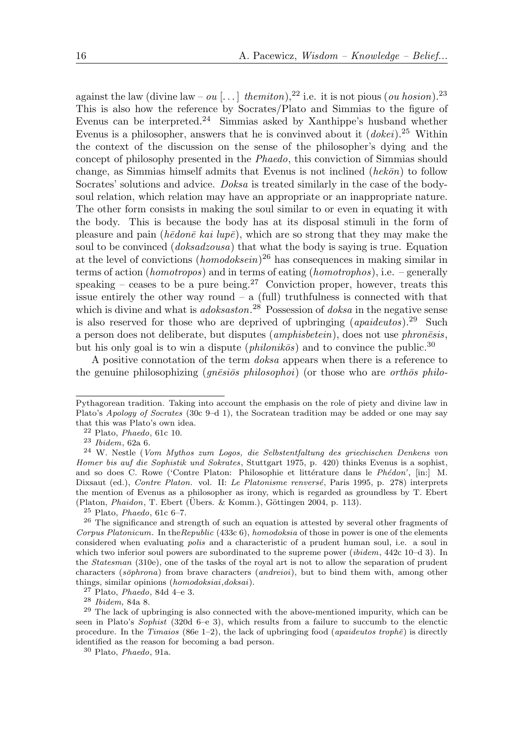against the law (divine law – *ou* [...] *themiton*),[22] i.e. it is not pious (*ou hosion*).[23] This is also how the reference by Socrates/Plato and Simmias to the figure of Evenus can be interpreted.[24] Simmias asked by Xanthippe's husband whether Evenus is a philosopher, answers that he is convinved about it (*dokei*).[25] Within the context of the discussion on the sense of the philosopher's dying and the concept of philosophy presented in the *Phaedo*, this conviction of Simmias should change, as Simmias himself admits that Evenus is not inclined (*hekōn*) to follow Socrates' solutions and advice. *Doksa* is treated similarly in the case of the body-soul relation, which relation may have an appropriate or an inappropriate nature. The other form consists in making the soul similar to or even in equating it with the body. This is because the body has at its disposal stimuli in the form of pleasure and pain (*hēdonē kai lupē*), which are so strong that they may make the soul to be convinced (*doksadzousa*) that what the body is saying is true. Equation at the level of convictions (*homodoksein*)[26] has consequences in making similar in terms of action (*homotropos*) and in terms of eating (*homotrophos*), i.e. – generally speaking – ceases to be a pure being.[27] Conviction proper, however, treats this issue entirely the other way round – a (full) truthfulness is connected with that which is divine and what is *adoksaston*.[28] Possession of *doksa* in the negative sense is also reserved for those who are deprived of upbringing (*apaideutos*).[29] Such a person does not deliberate, but disputes (*amphisbetein*), does not use *phronēsis*, but his only goal is to win a dispute (*philonikōs*) and to convince the public.[30]

A positive connotation of the term *doksa* appears when there is a reference to the genuine philosophizing (*gnēsiōs philosophoi*) (or those who are *orthōs philo-*

---

Pythagorean tradition. Taking into account the emphasis on the role of piety and divine law in Plato's *Apology of Socrates* (30c 9–d 1), the Socratean tradition may be added or one may say that this was Plato's own idea.

[22] Plato, *Phaedo*, 61c 10.

[23] *Ibidem*, 62a 6.

[24] W. Nestle (*Vom Mythos zum Logos, die Selbstentfaltung des griechischen Denkens von Homer bis auf die Sophistik und Sokrates*, Stuttgart 1975, p. 420) thinks Evenus is a sophist, and so does C. Rowe ('Contre Platon: Philosophie et littérature dans le *Phédon*', [in:] M. Dixsaut (ed.), *Contre Platon.* vol. II: *Le Platonisme renversé*, Paris 1995, p. 278) interprets the mention of Evenus as a philosopher as irony, which is regarded as groundless by T. Ebert (Platon, *Phaidon*, T. Ebert (Übers. & Komm.), Göttingen 2004, p. 113).

[25] Plato, *Phaedo*, 61c 6–7.

[26] The significance and strength of such an equation is attested by several other fragments of *Corpus Platonicum*. In the*Republic* (433c 6), *homodoksia* of those in power is one of the elements considered when evaluating *polis* and a characteristic of a prudent human soul, i.e. a soul in which two inferior soul powers are subordinated to the supreme power (*ibidem*, 442c 10–d 3). In the *Statesman* (310e), one of the tasks of the royal art is not to allow the separation of prudent characters (*sōphrona*) from brave characters (*andreioi*), but to bind them with, among other things, similar opinions (*homodoksiai*,*doksai*).

[27] Plato, *Phaedo*, 84d 4–e 3.

[28] *Ibidem,* 84a 8.

[29] The lack of upbringing is also connected with the above-mentioned impurity, which can be seen in Plato's *Sophist* (320d 6–e 3), which results from a failure to succumb to the elenctic procedure. In the *Timaios* (86e 1–2), the lack of upbringing food (*apaideutos trophē*) is directly identified as the reason for becoming a bad person.

[30] Plato, *Phaedo*, 91a.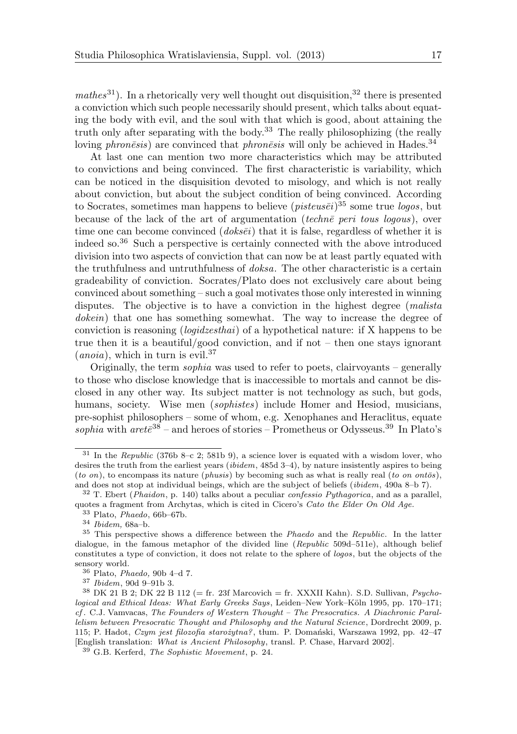*mathes*[31]). In a rhetorically very well thought out disquisition,[32] there is presented a conviction which such people necessarily should present, which talks about equating the body with evil, and the soul with that which is good, about attaining the truth only after separating with the body.[33] The really philosophizing (the really loving *phronēsis*) are convinced that *phronēsis* will only be achieved in Hades.[34]

At last one can mention two more characteristics which may be attributed to convictions and being convinced. The first characteristic is variability, which can be noticed in the disquisition devoted to misology, and which is not really about conviction, but about the subject condition of being convinced. According to Socrates, sometimes man happens to believe (*pisteusēi*)[35] some true *logos*, but because of the lack of the art of argumentation (*technē peri tous logous*), over time one can become convinced (*doksēi*) that it is false, regardless of whether it is indeed so.[36] Such a perspective is certainly connected with the above introduced division into two aspects of conviction that can now be at least partly equated with the truthfulness and untruthfulness of *doksa*. The other characteristic is a certain gradeability of conviction. Socrates/Plato does not exclusively care about being convinced about something – such a goal motivates those only interested in winning disputes. The objective is to have a conviction in the highest degree (*malista dokein*) that one has something somewhat. The way to increase the degree of conviction is reasoning (*logidzesthai*) of a hypothetical nature: if X happens to be true then it is a beautiful/good conviction, and if not – then one stays ignorant (*anoia*), which in turn is evil.[37]

Originally, the term *sophia* was used to refer to poets, clairvoyants – generally to those who disclose knowledge that is inaccessible to mortals and cannot be disclosed in any other way. Its subject matter is not technology as such, but gods, humans, society. Wise men (*sophistes*) include Homer and Hesiod, musicians, pre-sophist philosophers – some of whom, e.g. Xenophanes and Heraclitus, equate *sophia* with *aretē*[38] – and heroes of stories – Prometheus or Odysseus.[39] In Plato's

---

[31] In the *Republic* (376b 8–c 2; 581b 9), a science lover is equated with a wisdom lover, who desires the truth from the earliest years (*ibidem*, 485d 3–4), by nature insistently aspires to being (*to on*), to encompass its nature (*phusis*) by becoming such as what is really real (*to on ontōs*), and does not stop at individual beings, which are the subject of beliefs (*ibidem*, 490a 8–b 7).

[32] T. Ebert (*Phaidon*, p. 140) talks about a peculiar *confessio Pythagorica*, and as a parallel, quotes a fragment from Archytas, which is cited in Cicero's *Cato the Elder On Old Age*.

[33] Plato, *Phaedo*, 66b–67b.

[34] *Ibidem,* 68a–b.

[35] This perspective shows a difference between the *Phaedo* and the *Republic*. In the latter dialogue, in the famous metaphor of the divided line (*Republic* 509d–511e), although belief constitutes a type of conviction, it does not relate to the sphere of *logos*, but the objects of the sensory world.

[36] Plato, *Phaedo,* 90b 4–d 7.

[37] *Ibidem*, 90d 9–91b 3.

[38] DK 21 B 2; DK 22 B 112 (= fr. 23f Marcovich = fr. XXXII Kahn). S.D. Sullivan, *Psychological and Ethical Ideas: What Early Greeks Says*, Leiden–New York–Köln 1995, pp. 170–171; *cf*. C.J. Vamvacas, *The Founders of Western Thought – The Presocratics. A Diachronic Parallelism between Presocratic Thought and Philosophy and the Natural Science*, Dordrecht 2009, p. 115; P. Hadot, *Czym jest filozofia starożytna?*, tłum. P. Domański, Warszawa 1992, pp. 42–47 [English translation: *What is Ancient Philosophy*, transl. P. Chase, Harvard 2002].

[39] G.B. Kerferd, *The Sophistic Movement*, p. 24.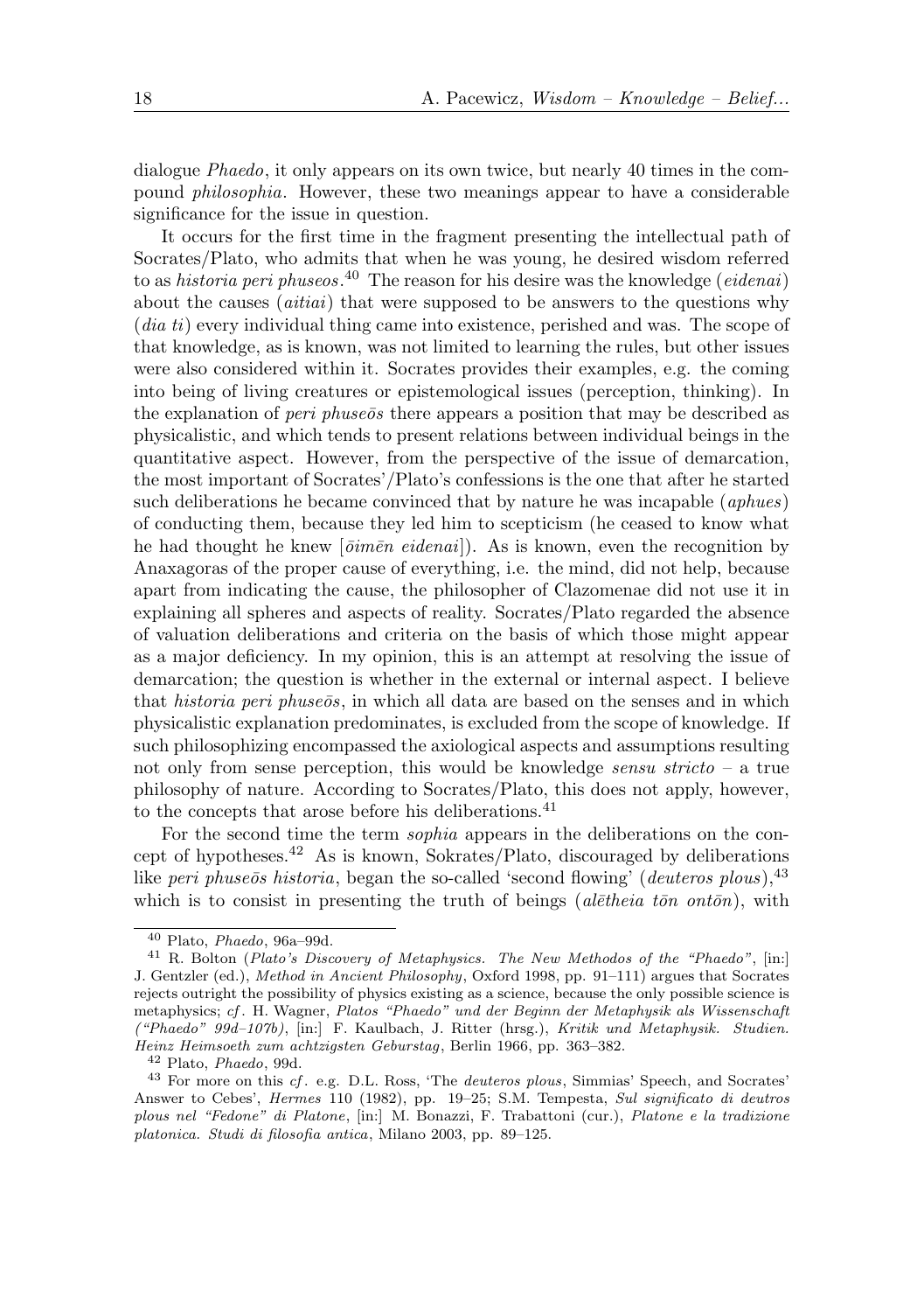dialogue *Phaedo*, it only appears on its own twice, but nearly 40 times in the compound *philosophia*. However, these two meanings appear to have a considerable significance for the issue in question.

It occurs for the first time in the fragment presenting the intellectual path of Socrates/Plato, who admits that when he was young, he desired wisdom referred to as *historia peri phuseos*.[40] The reason for his desire was the knowledge (*eidenai*) about the causes (*aitiai*) that were supposed to be answers to the questions why (*dia ti*) every individual thing came into existence, perished and was. The scope of that knowledge, as is known, was not limited to learning the rules, but other issues were also considered within it. Socrates provides their examples, e.g. the coming into being of living creatures or epistemological issues (perception, thinking). In the explanation of *peri phuseōs* there appears a position that may be described as physicalistic, and which tends to present relations between individual beings in the quantitative aspect. However, from the perspective of the issue of demarcation, the most important of Socrates'/Plato's confessions is the one that after he started such deliberations he became convinced that by nature he was incapable (*aphues*) of conducting them, because they led him to scepticism (he ceased to know what he had thought he knew [*ōimēn eidenai*]). As is known, even the recognition by Anaxagoras of the proper cause of everything, i.e. the mind, did not help, because apart from indicating the cause, the philosopher of Clazomenae did not use it in explaining all spheres and aspects of reality. Socrates/Plato regarded the absence of valuation deliberations and criteria on the basis of which those might appear as a major deficiency. In my opinion, this is an attempt at resolving the issue of demarcation; the question is whether in the external or internal aspect. I believe that *historia peri phuseōs*, in which all data are based on the senses and in which physicalistic explanation predominates, is excluded from the scope of knowledge. If such philosophizing encompassed the axiological aspects and assumptions resulting not only from sense perception, this would be knowledge *sensu stricto* – a true philosophy of nature. According to Socrates/Plato, this does not apply, however, to the concepts that arose before his deliberations.[41]

For the second time the term *sophia* appears in the deliberations on the concept of hypotheses.[42] As is known, Sokrates/Plato, discouraged by deliberations like *peri phuseōs historia*, began the so-called 'second flowing' (*deuteros plous*),[43] which is to consist in presenting the truth of beings (*alētheia tōn ontōn*), with

---

[40] Plato, *Phaedo*, 96a–99d.

[41] R. Bolton (*Plato's Discovery of Metaphysics. The New Methodos of the "Phaedo"*, [in:] J. Gentzler (ed.), *Method in Ancient Philosophy*, Oxford 1998, pp. 91–111) argues that Socrates rejects outright the possibility of physics existing as a science, because the only possible science is metaphysics; *cf.* H. Wagner, *Platos "Phaedo" und der Beginn der Metaphysik als Wissenschaft ("Phaedo" 99d–107b)*, [in:] F. Kaulbach, J. Ritter (hrsg.), *Kritik und Metaphysik. Studien. Heinz Heimsoeth zum achtzigsten Geburstag*, Berlin 1966, pp. 363–382.

[42] Plato, *Phaedo*, 99d.

[43] For more on this *cf.* e.g. D.L. Ross, 'The *deuteros plous*, Simmias' Speech, and Socrates' Answer to Cebes', *Hermes* 110 (1982), pp. 19–25; S.M. Tempesta, *Sul significato di deutros plous nel "Fedone" di Platone*, [in:] M. Bonazzi, F. Trabattoni (cur.), *Platone e la tradizione platonica. Studi di filosofia antica*, Milano 2003, pp. 89–125.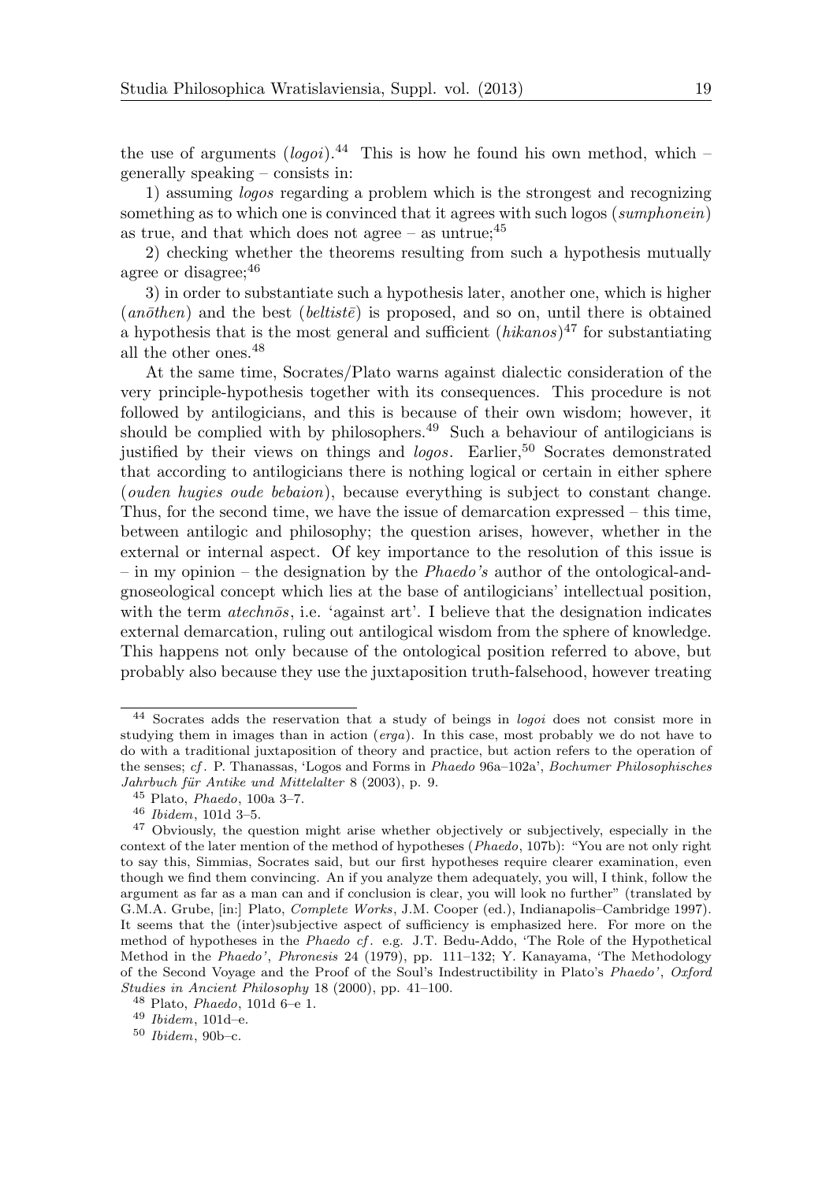the use of arguments (*logoi*).[44] This is how he found his own method, which – generally speaking – consists in:

1) assuming *logos* regarding a problem which is the strongest and recognizing something as to which one is convinced that it agrees with such logos (*sumphonein*) as true, and that which does not agree – as untrue;[45]

2) checking whether the theorems resulting from such a hypothesis mutually agree or disagree;[46]

3) in order to substantiate such a hypothesis later, another one, which is higher (*anōthen*) and the best (*beltistē*) is proposed, and so on, until there is obtained a hypothesis that is the most general and sufficient (*hikanos*)[47] for substantiating all the other ones.[48]

At the same time, Socrates/Plato warns against dialectic consideration of the very principle-hypothesis together with its consequences. This procedure is not followed by antilogicians, and this is because of their own wisdom; however, it should be complied with by philosophers.[49] Such a behaviour of antilogicians is justified by their views on things and *logos*. Earlier,[50] Socrates demonstrated that according to antilogicians there is nothing logical or certain in either sphere (*ouden hugies oude bebaion*), because everything is subject to constant change. Thus, for the second time, we have the issue of demarcation expressed – this time, between antilogic and philosophy; the question arises, however, whether in the external or internal aspect. Of key importance to the resolution of this issue is – in my opinion – the designation by the *Phaedo's* author of the ontological-and-gnoseological concept which lies at the base of antilogicians' intellectual position, with the term *atechnōs*, i.e. 'against art'. I believe that the designation indicates external demarcation, ruling out antilogical wisdom from the sphere of knowledge. This happens not only because of the ontological position referred to above, but probably also because they use the juxtaposition truth-falsehood, however treating

---

[44] Socrates adds the reservation that a study of beings in *logoi* does not consist more in studying them in images than in action (*erga*). In this case, most probably we do not have to do with a traditional juxtaposition of theory and practice, but action refers to the operation of the senses; *cf*. P. Thanassas, 'Logos and Forms in *Phaedo* 96a–102a', *Bochumer Philosophisches Jahrbuch für Antike und Mittelalter* 8 (2003), p. 9.

[45] Plato, *Phaedo*, 100a 3–7.

[46] *Ibidem*, 101d 3–5.

[47] Obviously, the question might arise whether objectively or subjectively, especially in the context of the later mention of the method of hypotheses (*Phaedo*, 107b): "You are not only right to say this, Simmias, Socrates said, but our first hypotheses require clearer examination, even though we find them convincing. An if you analyze them adequately, you will, I think, follow the argument as far as a man can and if conclusion is clear, you will look no further" (translated by G.M.A. Grube, [in:] Plato, *Complete Works*, J.M. Cooper (ed.), Indianapolis–Cambridge 1997). It seems that the (inter)subjective aspect of sufficiency is emphasized here. For more on the method of hypotheses in the *Phaedo cf*. e.g. J.T. Bedu-Addo, 'The Role of the Hypothetical Method in the *Phaedo*', *Phronesis* 24 (1979), pp. 111–132; Y. Kanayama, 'The Methodology of the Second Voyage and the Proof of the Soul's Indestructibility in Plato's *Phaedo*', *Oxford Studies in Ancient Philosophy* 18 (2000), pp. 41–100.

[48] Plato, *Phaedo*, 101d 6–e 1.

[49] *Ibidem*, 101d–e.

[50] *Ibidem*, 90b–c.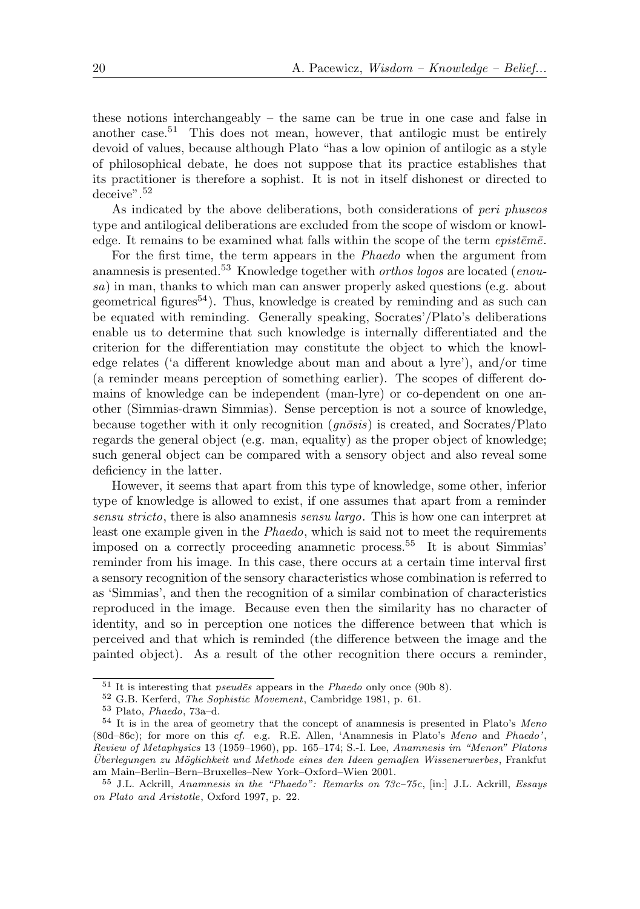these notions interchangeably – the same can be true in one case and false in another case.[51] This does not mean, however, that antilogic must be entirely devoid of values, because although Plato "has a low opinion of antilogic as a style of philosophical debate, he does not suppose that its practice establishes that its practitioner is therefore a sophist. It is not in itself dishonest or directed to deceive".[52]

As indicated by the above deliberations, both considerations of *peri phuseos* type and antilogical deliberations are excluded from the scope of wisdom or knowledge. It remains to be examined what falls within the scope of the term *epistēmē*.

For the first time, the term appears in the *Phaedo* when the argument from anamnesis is presented.[53] Knowledge together with *orthos logos* are located (*enousa*) in man, thanks to which man can answer properly asked questions (e.g. about geometrical figures[54]). Thus, knowledge is created by reminding and as such can be equated with reminding. Generally speaking, Socrates'/Plato's deliberations enable us to determine that such knowledge is internally differentiated and the criterion for the differentiation may constitute the object to which the knowledge relates ('a different knowledge about man and about a lyre'), and/or time (a reminder means perception of something earlier). The scopes of different domains of knowledge can be independent (man-lyre) or co-dependent on one another (Simmias-drawn Simmias). Sense perception is not a source of knowledge, because together with it only recognition (*gnōsis*) is created, and Socrates/Plato regards the general object (e.g. man, equality) as the proper object of knowledge; such general object can be compared with a sensory object and also reveal some deficiency in the latter.

However, it seems that apart from this type of knowledge, some other, inferior type of knowledge is allowed to exist, if one assumes that apart from a reminder *sensu stricto*, there is also anamnesis *sensu largo*. This is how one can interpret at least one example given in the *Phaedo*, which is said not to meet the requirements imposed on a correctly proceeding anamnetic process.[55] It is about Simmias' reminder from his image. In this case, there occurs at a certain time interval first a sensory recognition of the sensory characteristics whose combination is referred to as 'Simmias', and then the recognition of a similar combination of characteristics reproduced in the image. Because even then the similarity has no character of identity, and so in perception one notices the difference between that which is perceived and that which is reminded (the difference between the image and the painted object). As a result of the other recognition there occurs a reminder,

---

[51] It is interesting that *pseudēs* appears in the *Phaedo* only once (90b 8).

[52] G.B. Kerferd, *The Sophistic Movement*, Cambridge 1981, p. 61.

[53] Plato, *Phaedo*, 73a–d.

[54] It is in the area of geometry that the concept of anamnesis is presented in Plato's *Meno* (80d–86c); for more on this *cf.* e.g. R.E. Allen, 'Anamnesis in Plato's *Meno* and *Phaedo*', *Review of Metaphysics* 13 (1959–1960), pp. 165–174; S.-I. Lee, *Anamnesis im "Menon" Platons Überlegungen zu Möglichkeit und Methode eines den Ideen gemaßen Wissenerwerbes*, Frankfut am Main–Berlin–Bern–Bruxelles–New York–Oxford–Wien 2001.

[55] J.L. Ackrill, *Anamnesis in the "Phaedo": Remarks on 73c–75c*, [in:] J.L. Ackrill, *Essays on Plato and Aristotle*, Oxford 1997, p. 22.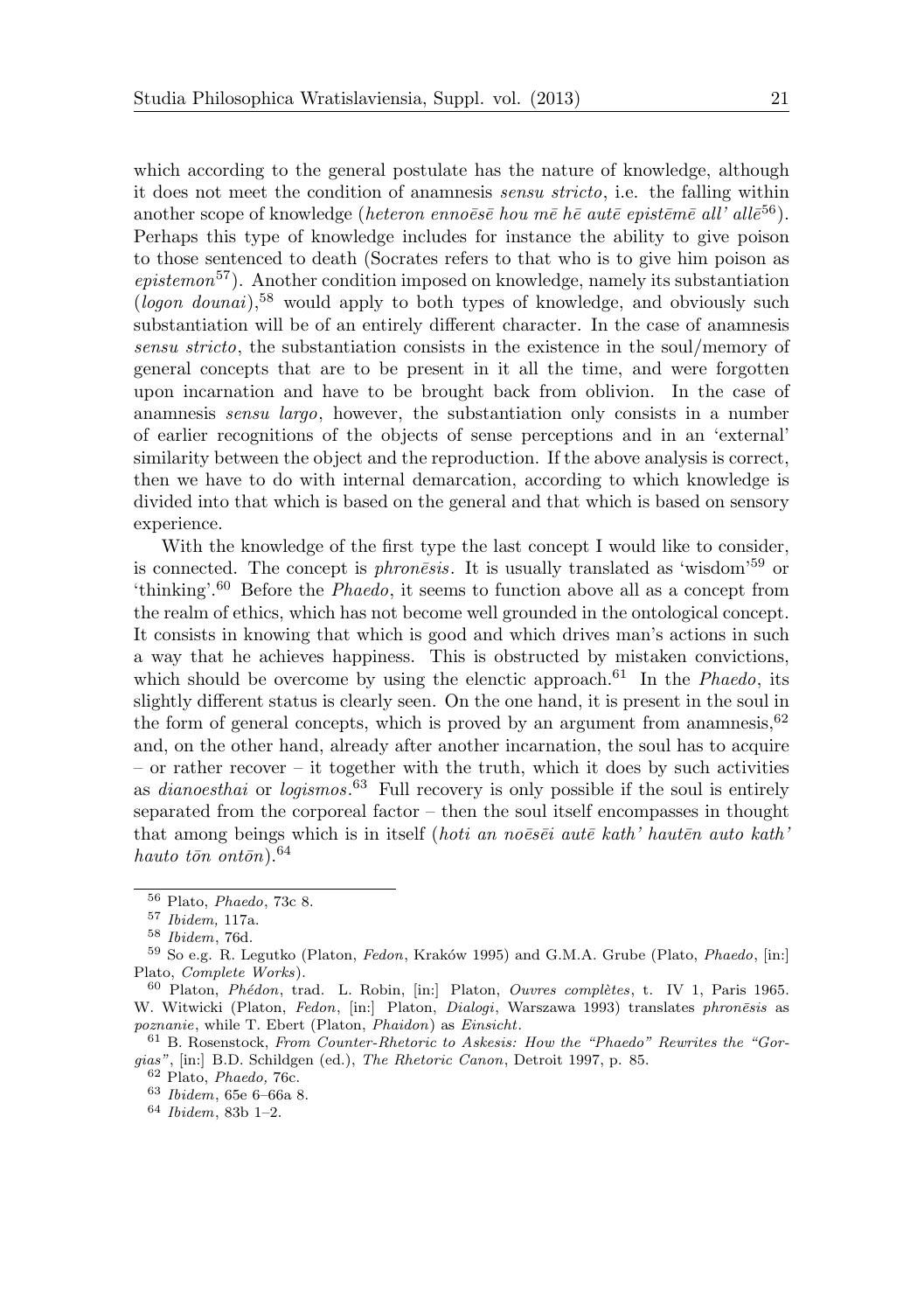which according to the general postulate has the nature of knowledge, although it does not meet the condition of anamnesis *sensu stricto*, i.e. the falling within another scope of knowledge (*heteron ennoēsē hou mē hē autē epistēmē all' allē*[56]). Perhaps this type of knowledge includes for instance the ability to give poison to those sentenced to death (Socrates refers to that who is to give him poison as *epistemon*[57]). Another condition imposed on knowledge, namely its substantiation (*logon dounai*),[58] would apply to both types of knowledge, and obviously such substantiation will be of an entirely different character. In the case of anamnesis *sensu stricto*, the substantiation consists in the existence in the soul/memory of general concepts that are to be present in it all the time, and were forgotten upon incarnation and have to be brought back from oblivion. In the case of anamnesis *sensu largo*, however, the substantiation only consists in a number of earlier recognitions of the objects of sense perceptions and in an 'external' similarity between the object and the reproduction. If the above analysis is correct, then we have to do with internal demarcation, according to which knowledge is divided into that which is based on the general and that which is based on sensory experience.

With the knowledge of the first type the last concept I would like to consider, is connected. The concept is *phronēsis*. It is usually translated as 'wisdom'[59] or 'thinking'.[60] Before the *Phaedo*, it seems to function above all as a concept from the realm of ethics, which has not become well grounded in the ontological concept. It consists in knowing that which is good and which drives man's actions in such a way that he achieves happiness. This is obstructed by mistaken convictions, which should be overcome by using the elenctic approach.[61] In the *Phaedo*, its slightly different status is clearly seen. On the one hand, it is present in the soul in the form of general concepts, which is proved by an argument from anamnesis,[62] and, on the other hand, already after another incarnation, the soul has to acquire – or rather recover – it together with the truth, which it does by such activities as *dianoesthai* or *logismos*.[63] Full recovery is only possible if the soul is entirely separated from the corporeal factor – then the soul itself encompasses in thought that among beings which is in itself (*hoti an noēsēi autē kath' hautēn auto kath' hauto tōn ontōn*).[64]

---

[56] Plato, *Phaedo*, 73c 8.

[57] *Ibidem,* 117a.

[58] *Ibidem*, 76d.

[59] So e.g. R. Legutko (Platon, *Fedon*, Kraków 1995) and G.M.A. Grube (Plato, *Phaedo*, [in:] Plato, *Complete Works*).

[60] Platon, *Phédon*, trad. L. Robin, [in:] Platon, *Ouvres complètes*, t. IV 1, Paris 1965. W. Witwicki (Platon, *Fedon*, [in:] Platon, *Dialogi*, Warszawa 1993) translates *phronēsis* as *poznanie*, while T. Ebert (Platon, *Phaidon*) as *Einsicht*.

[61] B. Rosenstock, *From Counter-Rhetoric to Askesis: How the "Phaedo" Rewrites the "Gorgias"*, [in:] B.D. Schildgen (ed.), *The Rhetoric Canon*, Detroit 1997, p. 85.

[62] Plato, *Phaedo,* 76c.

[63] *Ibidem*, 65e 6–66a 8.

[64] *Ibidem*, 83b 1–2.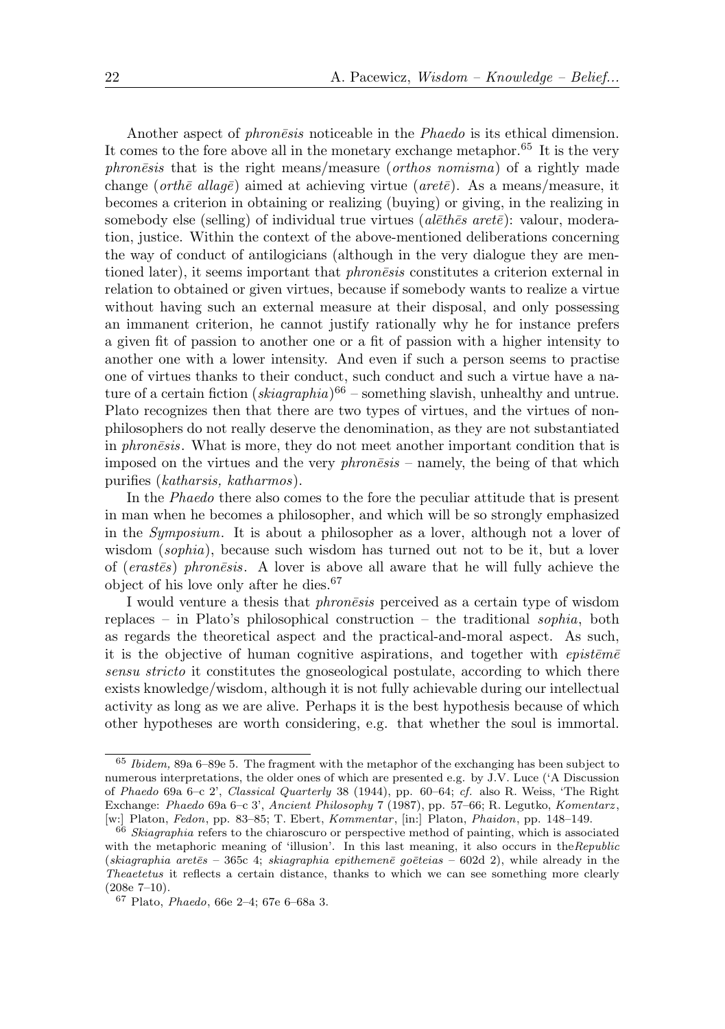Another aspect of *phronēsis* noticeable in the *Phaedo* is its ethical dimension. It comes to the fore above all in the monetary exchange metaphor.[65] It is the very *phronēsis* that is the right means/measure (*orthos nomisma*) of a rightly made change (*orthē allagē*) aimed at achieving virtue (*aretē*). As a means/measure, it becomes a criterion in obtaining or realizing (buying) or giving, in the realizing in somebody else (selling) of individual true virtues (*alēthēs aretē*): valour, moderation, justice. Within the context of the above-mentioned deliberations concerning the way of conduct of antilogicians (although in the very dialogue they are mentioned later), it seems important that *phronēsis* constitutes a criterion external in relation to obtained or given virtues, because if somebody wants to realize a virtue without having such an external measure at their disposal, and only possessing an immanent criterion, he cannot justify rationally why he for instance prefers a given fit of passion to another one or a fit of passion with a higher intensity to another one with a lower intensity. And even if such a person seems to practise one of virtues thanks to their conduct, such conduct and such a virtue have a nature of a certain fiction (*skiagraphia*)[66] – something slavish, unhealthy and untrue. Plato recognizes then that there are two types of virtues, and the virtues of non-philosophers do not really deserve the denomination, as they are not substantiated in *phronēsis*. What is more, they do not meet another important condition that is imposed on the virtues and the very *phronēsis* – namely, the being of that which purifies (*katharsis, katharmos*).

In the *Phaedo* there also comes to the fore the peculiar attitude that is present in man when he becomes a philosopher, and which will be so strongly emphasized in the *Symposium*. It is about a philosopher as a lover, although not a lover of wisdom (*sophia*), because such wisdom has turned out not to be it, but a lover of (*erastēs*) *phronēsis*. A lover is above all aware that he will fully achieve the object of his love only after he dies.[67]

I would venture a thesis that *phronēsis* perceived as a certain type of wisdom replaces – in Plato's philosophical construction – the traditional *sophia*, both as regards the theoretical aspect and the practical-and-moral aspect. As such, it is the objective of human cognitive aspirations, and together with *epistēmē sensu stricto* it constitutes the gnoseological postulate, according to which there exists knowledge/wisdom, although it is not fully achievable during our intellectual activity as long as we are alive. Perhaps it is the best hypothesis because of which other hypotheses are worth considering, e.g. that whether the soul is immortal.

---

[65] *Ibidem*, 89a 6–89e 5. The fragment with the metaphor of the exchanging has been subject to numerous interpretations, the older ones of which are presented e.g. by J.V. Luce ('A Discussion of *Phaedo* 69a 6–c 2', *Classical Quarterly* 38 (1944), pp. 60–64; *cf.* also R. Weiss, 'The Right Exchange: *Phaedo* 69a 6–c 3', *Ancient Philosophy* 7 (1987), pp. 57–66; R. Legutko, *Komentarz*, [w:] Platon, *Fedon*, pp. 83–85; T. Ebert, *Kommentar*, [in:] Platon, *Phaidon*, pp. 148–149.

[66] *Skiagraphia* refers to the chiaroscuro or perspective method of painting, which is associated with the metaphoric meaning of 'illusion'. In this last meaning, it also occurs in the *Republic* (*skiagraphia aretēs* – 365c 4; *skiagraphia epithemenē goēteias* – 602d 2), while already in the *Theaetetus* it reflects a certain distance, thanks to which we can see something more clearly (208e 7–10).

[67] Plato, *Phaedo*, 66e 2–4; 67e 6–68a 3.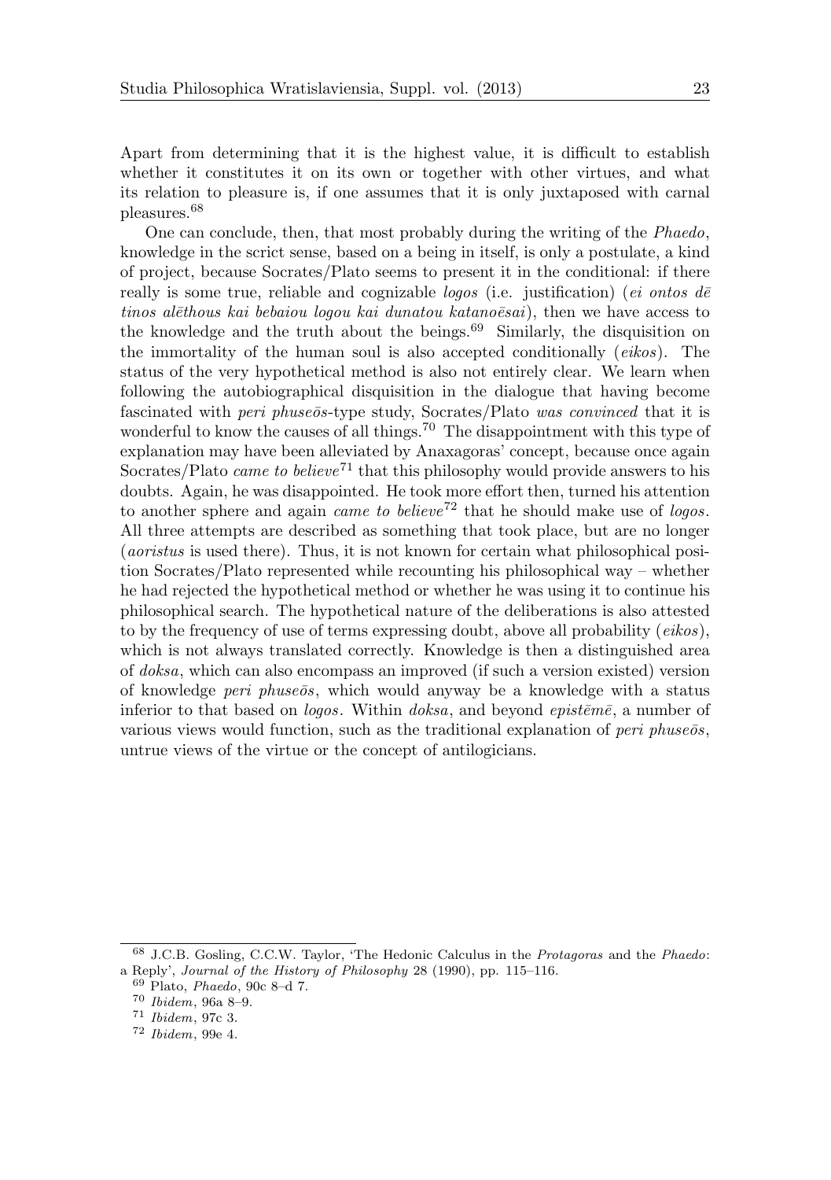Apart from determining that it is the highest value, it is difficult to establish whether it constitutes it on its own or together with other virtues, and what its relation to pleasure is, if one assumes that it is only juxtaposed with carnal pleasures.[68]

One can conclude, then, that most probably during the writing of the *Phaedo*, knowledge in the scrict sense, based on a being in itself, is only a postulate, a kind of project, because Socrates/Plato seems to present it in the conditional: if there really is some true, reliable and cognizable *logos* (i.e. justification) (*ei ontos dē tinos alēthous kai bebaiou logou kai dunatou katanoēsai*), then we have access to the knowledge and the truth about the beings.[69] Similarly, the disquisition on the immortality of the human soul is also accepted conditionally (*eikos*). The status of the very hypothetical method is also not entirely clear. We learn when following the autobiographical disquisition in the dialogue that having become fascinated with *peri phuseōs*-type study, Socrates/Plato *was convinced* that it is wonderful to know the causes of all things.[70] The disappointment with this type of explanation may have been alleviated by Anaxagoras' concept, because once again Socrates/Plato *came to believe*[71] that this philosophy would provide answers to his doubts. Again, he was disappointed. He took more effort then, turned his attention to another sphere and again *came to believe*[72] that he should make use of *logos*. All three attempts are described as something that took place, but are no longer (*aoristus* is used there). Thus, it is not known for certain what philosophical position Socrates/Plato represented while recounting his philosophical way – whether he had rejected the hypothetical method or whether he was using it to continue his philosophical search. The hypothetical nature of the deliberations is also attested to by the frequency of use of terms expressing doubt, above all probability (*eikos*), which is not always translated correctly. Knowledge is then a distinguished area of *doksa*, which can also encompass an improved (if such a version existed) version of knowledge *peri phuseōs*, which would anyway be a knowledge with a status inferior to that based on *logos*. Within *doksa*, and beyond *epistēmē*, a number of various views would function, such as the traditional explanation of *peri phuseōs*, untrue views of the virtue or the concept of antilogicians.

---

[68] J.C.B. Gosling, C.C.W. Taylor, 'The Hedonic Calculus in the *Protagoras* and the *Phaedo*: a Reply', *Journal of the History of Philosophy* 28 (1990), pp. 115–116.

[69] Plato, *Phaedo*, 90c 8–d 7.

[70] *Ibidem*, 96a 8–9.

[71] *Ibidem*, 97c 3.

[72] *Ibidem*, 99e 4.